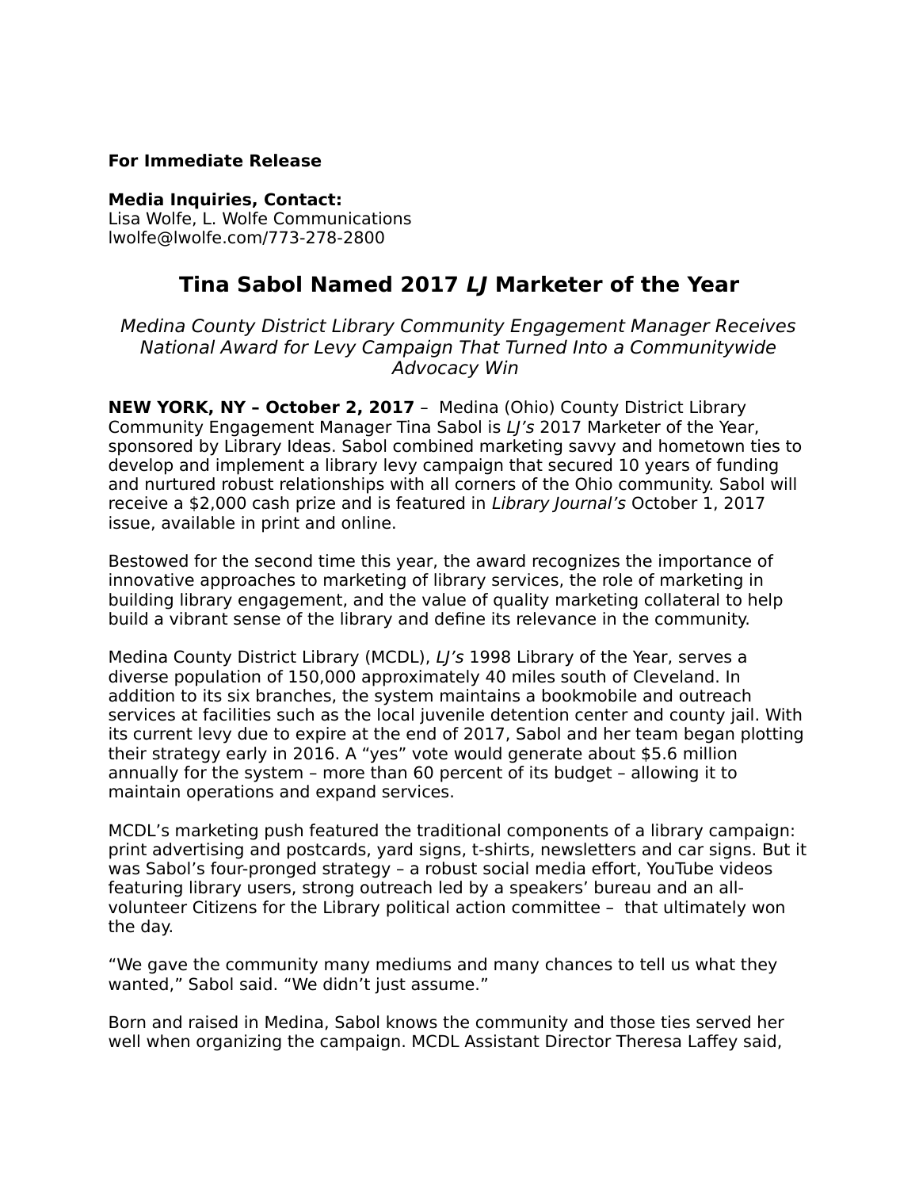**For Immediate Release**

**Media Inquiries, Contact:**
Lisa Wolfe, L. Wolfe Communications
lwolfe@lwolfe.com/773-278-2800

# Tina Sabol Named 2017 *LJ* Marketer of the Year

*Medina County District Library Community Engagement Manager Receives National Award for Levy Campaign That Turned Into a Communitywide Advocacy Win*

**NEW YORK, NY – October 2, 2017** – Medina (Ohio) County District Library Community Engagement Manager Tina Sabol is *LJ's* 2017 Marketer of the Year, sponsored by Library Ideas. Sabol combined marketing savvy and hometown ties to develop and implement a library levy campaign that secured 10 years of funding and nurtured robust relationships with all corners of the Ohio community. Sabol will receive a $2,000 cash prize and is featured in *Library Journal's* October 1, 2017 issue, available in print and online.

Bestowed for the second time this year, the award recognizes the importance of innovative approaches to marketing of library services, the role of marketing in building library engagement, and the value of quality marketing collateral to help build a vibrant sense of the library and define its relevance in the community.

Medina County District Library (MCDL), *LJ's* 1998 Library of the Year, serves a diverse population of 150,000 approximately 40 miles south of Cleveland. In addition to its six branches, the system maintains a bookmobile and outreach services at facilities such as the local juvenile detention center and county jail. With its current levy due to expire at the end of 2017, Sabol and her team began plotting their strategy early in 2016. A "yes" vote would generate about $5.6 million annually for the system – more than 60 percent of its budget – allowing it to maintain operations and expand services.

MCDL's marketing push featured the traditional components of a library campaign: print advertising and postcards, yard signs, t-shirts, newsletters and car signs. But it was Sabol's four-pronged strategy – a robust social media effort, YouTube videos featuring library users, strong outreach led by a speakers' bureau and an all-volunteer Citizens for the Library political action committee – that ultimately won the day.

"We gave the community many mediums and many chances to tell us what they wanted," Sabol said. "We didn't just assume."

Born and raised in Medina, Sabol knows the community and those ties served her well when organizing the campaign. MCDL Assistant Director Theresa Laffey said,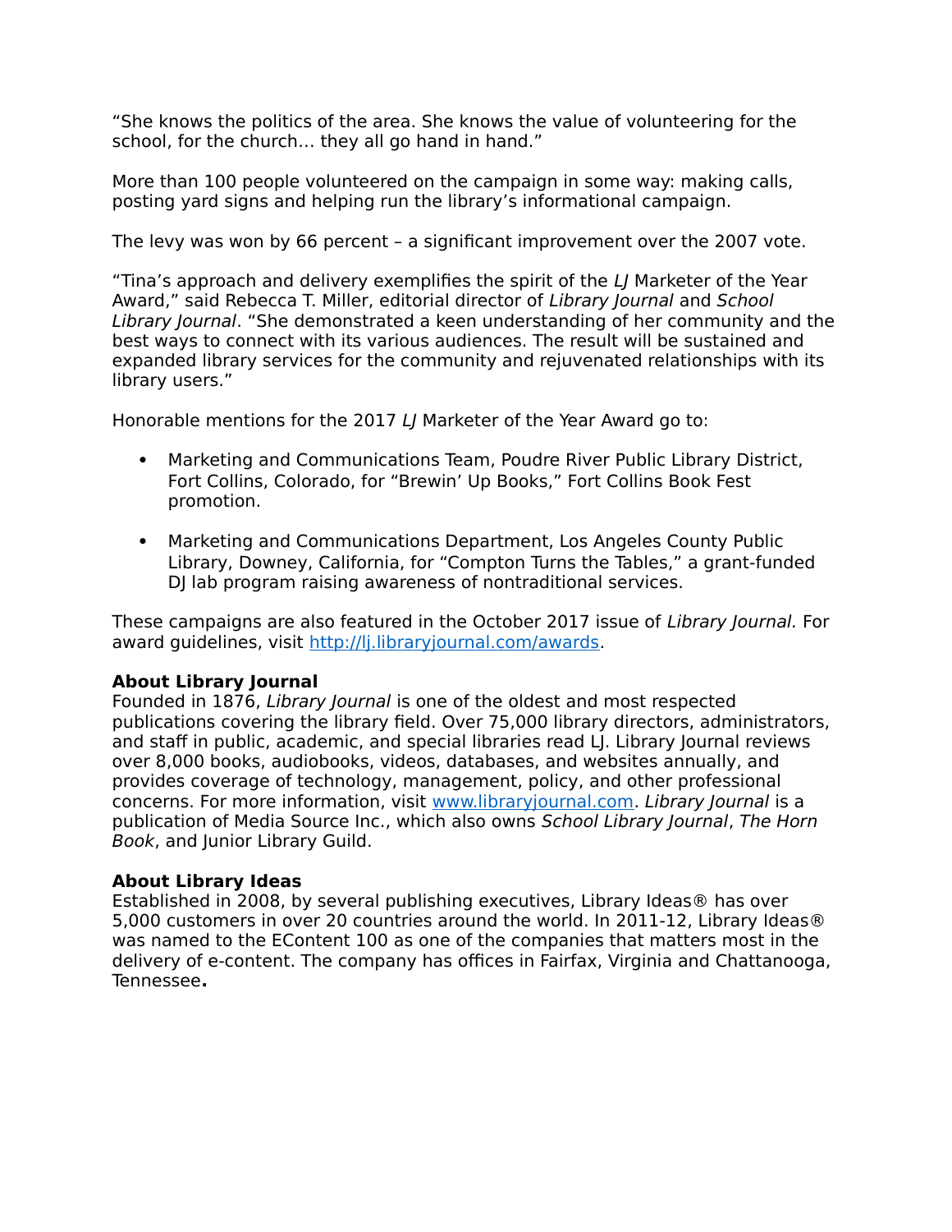"She knows the politics of the area. She knows the value of volunteering for the school, for the church… they all go hand in hand."

More than 100 people volunteered on the campaign in some way: making calls, posting yard signs and helping run the library's informational campaign.

The levy was won by 66 percent – a significant improvement over the 2007 vote.

"Tina's approach and delivery exemplifies the spirit of the *LJ* Marketer of the Year Award," said Rebecca T. Miller, editorial director of *Library Journal* and *School Library Journal*. "She demonstrated a keen understanding of her community and the best ways to connect with its various audiences. The result will be sustained and expanded library services for the community and rejuvenated relationships with its library users."

Honorable mentions for the 2017 *LJ* Marketer of the Year Award go to:

- Marketing and Communications Team, Poudre River Public Library District, Fort Collins, Colorado, for "Brewin' Up Books," Fort Collins Book Fest promotion.

- Marketing and Communications Department, Los Angeles County Public Library, Downey, California, for "Compton Turns the Tables," a grant-funded DJ lab program raising awareness of nontraditional services.

These campaigns are also featured in the October 2017 issue of *Library Journal.* For award guidelines, visit [http://lj.libraryjournal.com/awards](http://lj.libraryjournal.com/awards).

**About Library Journal**
Founded in 1876, *Library Journal* is one of the oldest and most respected publications covering the library field. Over 75,000 library directors, administrators, and staff in public, academic, and special libraries read LJ. Library Journal reviews over 8,000 books, audiobooks, videos, databases, and websites annually, and provides coverage of technology, management, policy, and other professional concerns. For more information, visit [www.libraryjournal.com](http://www.libraryjournal.com). *Library Journal* is a publication of Media Source Inc., which also owns *School Library Journal*, *The Horn Book*, and Junior Library Guild.

**About Library Ideas**
Established in 2008, by several publishing executives, Library Ideas® has over 5,000 customers in over 20 countries around the world. In 2011-12, Library Ideas® was named to the EContent 100 as one of the companies that matters most in the delivery of e-content. The company has offices in Fairfax, Virginia and Chattanooga, Tennessee**.**